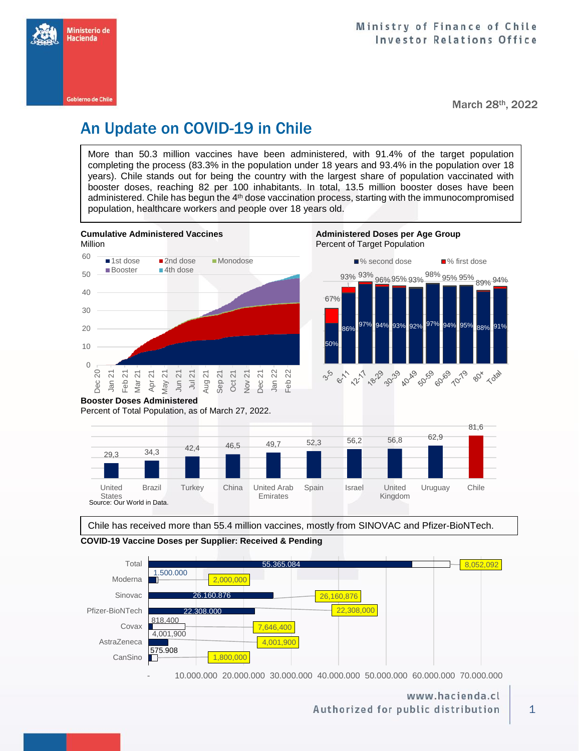Ministry of Finance of Chile
Investor Relations Office

March 28th, 2022

# An Update on COVID-19 in Chile

More than 50.3 million vaccines have been administered, with 91.4% of the target population completing the process (83.3% in the population under 18 years and 93.4% in the population over 18 years). Chile stands out for being the country with the largest share of population vaccinated with booster doses, reaching 82 per 100 inhabitants. In total, 13.5 million booster doses have been administered. Chile has begun the 4th dose vaccination process, starting with the immunocompromised population, healthcare workers and people over 18 years old.

**Cumulative Administered Vaccines**
Million

**Administered Doses per Age Group**
Percent of Target Population

| Age group | % first dose | % second dose |
|---|---|---|
| 3-5 | 67% | 50% |
| 6-11 | 93% | 86% |
| 12-17 | 93% | 97% |
| 18-29 | 96% | 94% |
| 30-39 | 95% | 93% |
| 40-49 | 93% | 92% |
| 50-59 | 98% | 97% |
| 60-69 | 95% | 94% |
| 70-79 | 95% | 95% |
| 80+ | 89% | 88% |
| Total | 94% | 91% |

**Booster Doses Administered**
Percent of Total Population, as of March 27, 2022.

| Country | Booster doses |
|---|---|
| United States | 29,3 |
| Brazil | 34,3 |
| Turkey | 42,4 |
| China | 46,5 |
| United Arab Emirates | 49,7 |
| Spain | 52,3 |
| Israel | 56,2 |
| United Kingdom | 56,8 |
| Uruguay | 62,9 |
| Chile | 81,6 |

Source: Our World in Data.

Chile has received more than 55.4 million vaccines, mostly from SINOVAC and Pfizer-BioNTech.

**COVID-19 Vaccine Doses per Supplier: Received & Pending**

| Supplier | Received | Total |
|---|---|---|
| Total | 55.365.084 | 8,052,092 |
| Moderna | 1.500.000 | 2,000,000 |
| Sinovac | 26.160.876 | 26,160,876 |
| Pfizer-BioNTech | 22.308.000 | 22,308,000 |
| Covax | 818.400 | 7,646,400 |
| AstraZeneca | 4,001,900 | 4,001,900 |
| CanSino | 575.908 | 1,800,000 |

www.hacienda.cl
Authorized for public distribution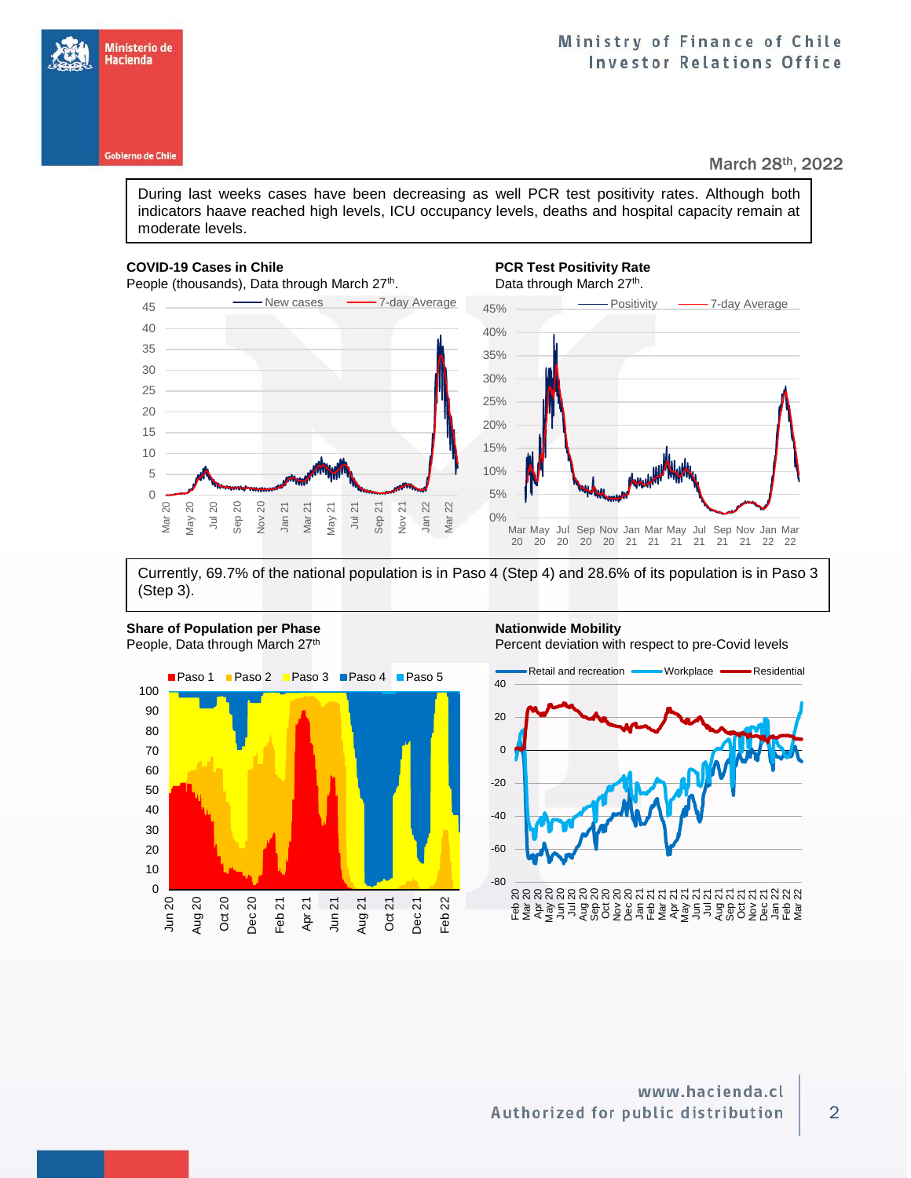March 28th, 2022

During last weeks cases have been decreasing as well PCR test positivity rates. Although both indicators haave reached high levels, ICU occupancy levels, deaths and hospital capacity remain at moderate levels.

**COVID-19 Cases in Chile**
People (thousands), Data through March 27th.

**PCR Test Positivity Rate**
Data through March 27th.

Currently, 69.7% of the national population is in Paso 4 (Step 4) and 28.6% of its population is in Paso 3 (Step 3).

**Share of Population per Phase**
People, Data through March 27th

**Nationwide Mobility**
Percent deviation with respect to pre-Covid levels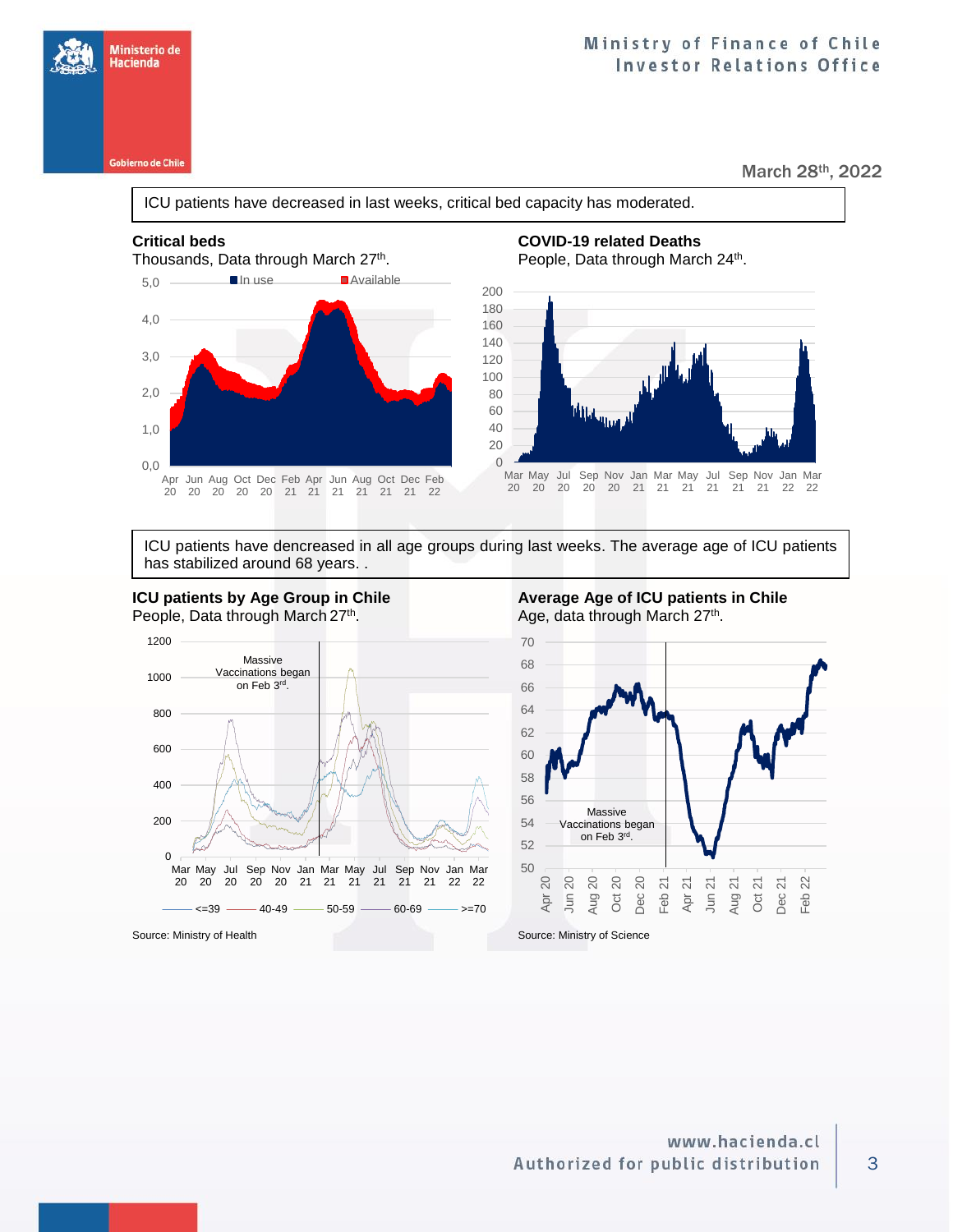Ministerio de Hacienda

Gobierno de Chile

Ministry of Finance of Chile
Investor Relations Office

March 28th, 2022

ICU patients have decreased in last weeks, critical bed capacity has moderated.

**Critical beds**
Thousands, Data through March 27th.

In use
Available

5,0
4,0
3,0
2,0
1,0
0,0

Apr 20 Jun 20 Aug 20 Oct 20 Dec 20 Feb 21 Apr 21 Jun 21 Aug 21 Oct 21 Dec 21 Feb 22

**COVID-19 related Deaths**
People, Data through March 24th.

200
180
160
140
120
100
80
60
40
20
0

Mar 20 May 20 Jul 20 Sep 20 Nov 20 Jan 21 Mar 21 May 21 Jul 21 Sep 21 Nov 21 Jan 22 Mar 22

ICU patients have dencreased in all age groups during last weeks. The average age of ICU patients has stabilized around 68 years. .

**ICU patients by Age Group in Chile**
People, Data through March 27th.

1200
1000
800
600
400
200
0

Massive Vaccinations began on Feb 3rd.

Mar 20 May 20 Jul 20 Sep 20 Nov 20 Jan 21 Mar 21 May 21 Jul 21 Sep 21 Nov 21 Jan 22 Mar 22

<=39
40-49
50-59
60-69
>=70

Source: Ministry of Health

**Average Age of ICU patients in Chile**
Age, data through March 27th.

70
68
66
64
62
60
58
56
54
52
50

Massive Vaccinations began on Feb 3rd.

Apr 20 Jun 20 Aug 20 Oct 20 Dec 20 Feb 21 Apr 21 Jun 21 Aug 21 Oct 21 Dec 21 Feb 22

Source: Ministry of Science

www.hacienda.cl
Authorized for public distribution